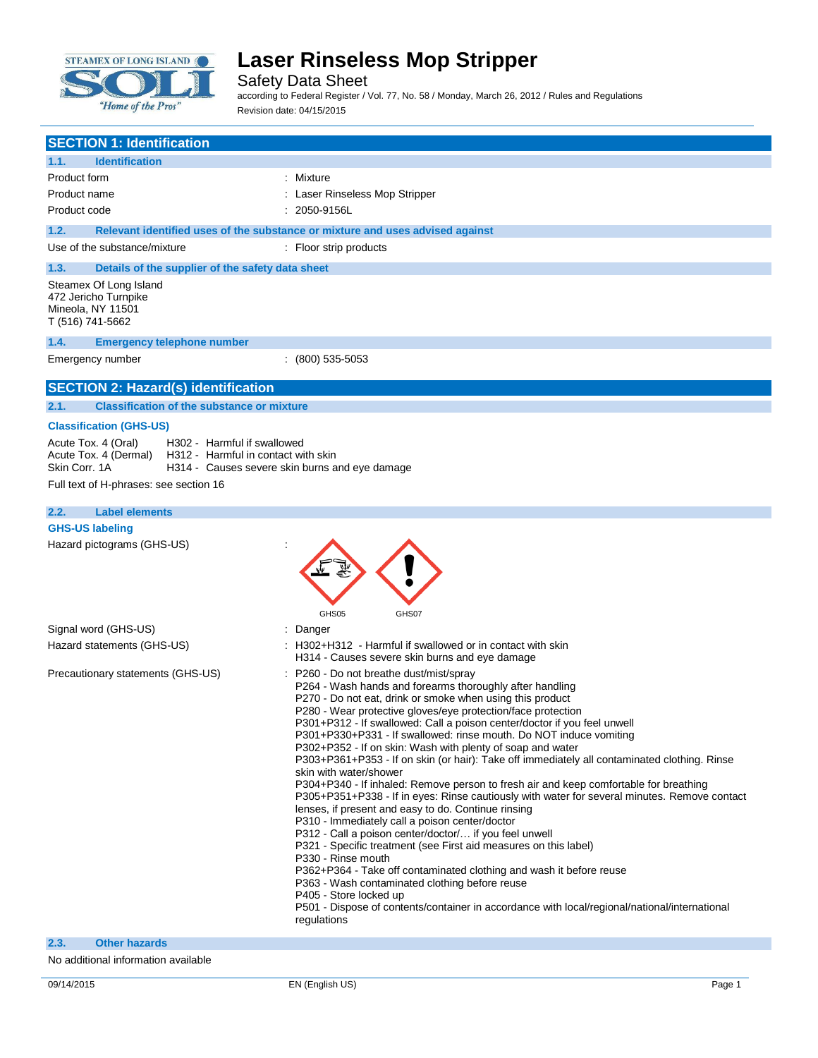# Laser Rinseless Mop Stripper

Safety Data Sheet

according to Federal Register / Vol. 77, No. 58 / Monday, March 26, 2012 / Rules and Regulations

Revision date: 04/15/2015

## SECTION 1: Identification

### 1.1. Identification

| | |
|---|---|
| Product form | : Mixture |
| Product name | : Laser Rinseless Mop Stripper |
| Product code | : 2050-9156L |

### 1.2. Relevant identified uses of the substance or mixture and uses advised against

| | |
|---|---|
| Use of the substance/mixture | : Floor strip products |

### 1.3. Details of the supplier of the safety data sheet

Steamex Of Long Island
472 Jericho Turnpike
Mineola, NY 11501
T (516) 741-5662

### 1.4. Emergency telephone number

| | |
|---|---|
| Emergency number | : (800) 535-5053 |

## SECTION 2: Hazard(s) identification

### 2.1. Classification of the substance or mixture

**Classification (GHS-US)**

| | |
|---|---|
| Acute Tox. 4 (Oral) | H302 - Harmful if swallowed |
| Acute Tox. 4 (Dermal) | H312 - Harmful in contact with skin |
| Skin Corr. 1A | H314 - Causes severe skin burns and eye damage |

Full text of H-phrases: see section 16

### 2.2. Label elements

**GHS-US labeling**

Hazard pictograms (GHS-US) :

GHS05 GHS07

Signal word (GHS-US) : Danger

Hazard statements (GHS-US) :
- H302+H312 - Harmful if swallowed or in contact with skin
- H314 - Causes severe skin burns and eye damage

Precautionary statements (GHS-US) :
- P260 - Do not breathe dust/mist/spray
- P264 - Wash hands and forearms thoroughly after handling
- P270 - Do not eat, drink or smoke when using this product
- P280 - Wear protective gloves/eye protection/face protection
- P301+P312 - If swallowed: Call a poison center/doctor if you feel unwell
- P301+P330+P331 - If swallowed: rinse mouth. Do NOT induce vomiting
- P302+P352 - If on skin: Wash with plenty of soap and water
- P303+P361+P353 - If on skin (or hair): Take off immediately all contaminated clothing. Rinse skin with water/shower
- P304+P340 - If inhaled: Remove person to fresh air and keep comfortable for breathing
- P305+P351+P338 - If in eyes: Rinse cautiously with water for several minutes. Remove contact lenses, if present and easy to do. Continue rinsing
- P310 - Immediately call a poison center/doctor
- P312 - Call a poison center/doctor/… if you feel unwell
- P321 - Specific treatment (see First aid measures on this label)
- P330 - Rinse mouth
- P362+P364 - Take off contaminated clothing and wash it before reuse
- P363 - Wash contaminated clothing before reuse
- P405 - Store locked up
- P501 - Dispose of contents/container in accordance with local/regional/national/international regulations

### 2.3. Other hazards

No additional information available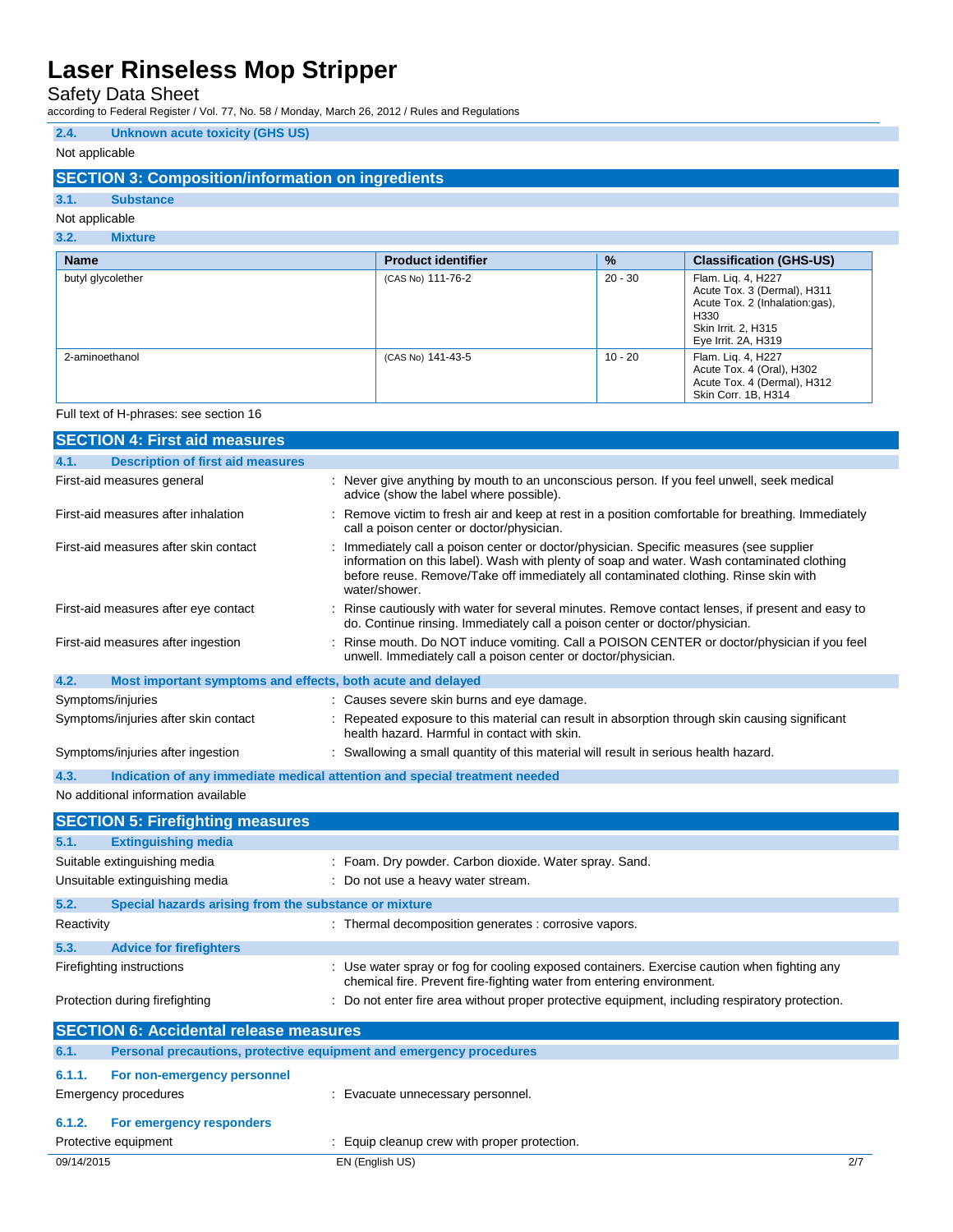### 2.4. Unknown acute toxicity (GHS US)

Not applicable

## SECTION 3: Composition/information on ingredients

### 3.1. Substance

Not applicable

### 3.2. Mixture

| Name | Product identifier | % | Classification (GHS-US) |
|---|---|---|---|
| butyl glycolether | (CAS No) 111-76-2 | 20 - 30 | Flam. Liq. 4, H227<br>Acute Tox. 3 (Dermal), H311<br>Acute Tox. 2 (Inhalation:gas), H330<br>Skin Irrit. 2, H315<br>Eye Irrit. 2A, H319 |
| 2-aminoethanol | (CAS No) 141-43-5 | 10 - 20 | Flam. Liq. 4, H227<br>Acute Tox. 4 (Oral), H302<br>Acute Tox. 4 (Dermal), H312<br>Skin Corr. 1B, H314 |

Full text of H-phrases: see section 16

## SECTION 4: First aid measures

### 4.1. Description of first aid measures

First-aid measures general : Never give anything by mouth to an unconscious person. If you feel unwell, seek medical advice (show the label where possible).

First-aid measures after inhalation : Remove victim to fresh air and keep at rest in a position comfortable for breathing. Immediately call a poison center or doctor/physician.

First-aid measures after skin contact : Immediately call a poison center or doctor/physician. Specific measures (see supplier information on this label). Wash with plenty of soap and water. Wash contaminated clothing before reuse. Remove/Take off immediately all contaminated clothing. Rinse skin with water/shower.

First-aid measures after eye contact : Rinse cautiously with water for several minutes. Remove contact lenses, if present and easy to do. Continue rinsing. Immediately call a poison center or doctor/physician.

First-aid measures after ingestion : Rinse mouth. Do NOT induce vomiting. Call a POISON CENTER or doctor/physician if you feel unwell. Immediately call a poison center or doctor/physician.

### 4.2. Most important symptoms and effects, both acute and delayed

Symptoms/injuries : Causes severe skin burns and eye damage.

Symptoms/injuries after skin contact : Repeated exposure to this material can result in absorption through skin causing significant health hazard. Harmful in contact with skin.

Symptoms/injuries after ingestion : Swallowing a small quantity of this material will result in serious health hazard.

### 4.3. Indication of any immediate medical attention and special treatment needed

No additional information available

## SECTION 5: Firefighting measures

### 5.1. Extinguishing media

Suitable extinguishing media : Foam. Dry powder. Carbon dioxide. Water spray. Sand.

Unsuitable extinguishing media : Do not use a heavy water stream.

### 5.2. Special hazards arising from the substance or mixture

Reactivity : Thermal decomposition generates : corrosive vapors.

### 5.3. Advice for firefighters

Firefighting instructions : Use water spray or fog for cooling exposed containers. Exercise caution when fighting any chemical fire. Prevent fire-fighting water from entering environment.

Protection during firefighting : Do not enter fire area without proper protective equipment, including respiratory protection.

## SECTION 6: Accidental release measures

### 6.1. Personal precautions, protective equipment and emergency procedures

#### 6.1.1. For non-emergency personnel

Emergency procedures : Evacuate unnecessary personnel.

#### 6.1.2. For emergency responders

Protective equipment : Equip cleanup crew with proper protection.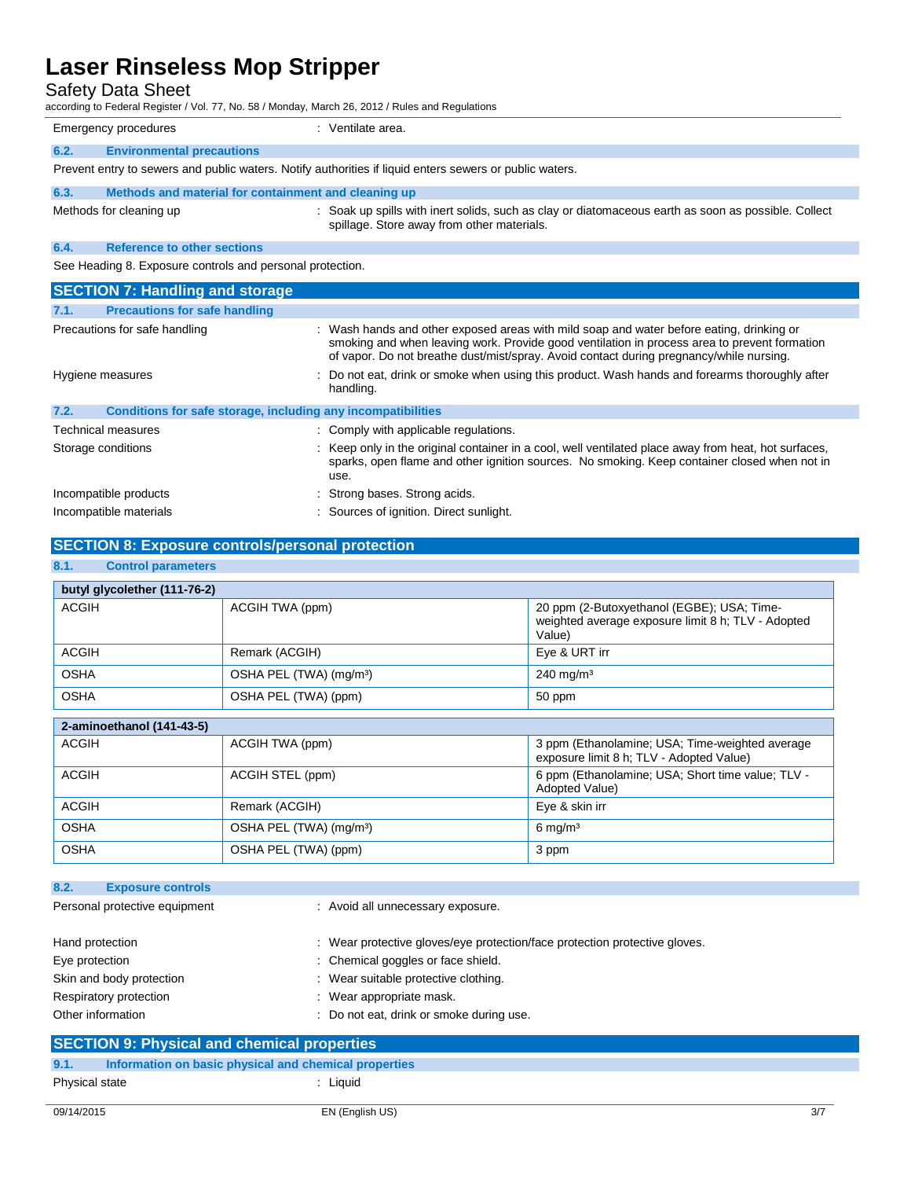Emergency procedures : Ventilate area.

### 6.2. Environmental precautions

Prevent entry to sewers and public waters. Notify authorities if liquid enters sewers or public waters.

### 6.3. Methods and material for containment and cleaning up

Methods for cleaning up : Soak up spills with inert solids, such as clay or diatomaceous earth as soon as possible. Collect spillage. Store away from other materials.

### 6.4. Reference to other sections

See Heading 8. Exposure controls and personal protection.

## SECTION 7: Handling and storage

### 7.1. Precautions for safe handling

Precautions for safe handling : Wash hands and other exposed areas with mild soap and water before eating, drinking or smoking and when leaving work. Provide good ventilation in process area to prevent formation of vapor. Do not breathe dust/mist/spray. Avoid contact during pregnancy/while nursing.

Hygiene measures : Do not eat, drink or smoke when using this product. Wash hands and forearms thoroughly after handling.

### 7.2. Conditions for safe storage, including any incompatibilities

Technical measures : Comply with applicable regulations.

Storage conditions : Keep only in the original container in a cool, well ventilated place away from heat, hot surfaces, sparks, open flame and other ignition sources. No smoking. Keep container closed when not in use.

Incompatible products : Strong bases. Strong acids.

Incompatible materials : Sources of ignition. Direct sunlight.

## SECTION 8: Exposure controls/personal protection

### 8.1. Control parameters

| butyl glycolether (111-76-2) | | |
|---|---|---|
| ACGIH | ACGIH TWA (ppm) | 20 ppm (2-Butoxyethanol (EGBE); USA; Time-weighted average exposure limit 8 h; TLV - Adopted Value) |
| ACGIH | Remark (ACGIH) | Eye & URT irr |
| OSHA | OSHA PEL (TWA) (mg/m³) | 240 mg/m³ |
| OSHA | OSHA PEL (TWA) (ppm) | 50 ppm |

| 2-aminoethanol (141-43-5) | | |
|---|---|---|
| ACGIH | ACGIH TWA (ppm) | 3 ppm (Ethanolamine; USA; Time-weighted average exposure limit 8 h; TLV - Adopted Value) |
| ACGIH | ACGIH STEL (ppm) | 6 ppm (Ethanolamine; USA; Short time value; TLV - Adopted Value) |
| ACGIH | Remark (ACGIH) | Eye & skin irr |
| OSHA | OSHA PEL (TWA) (mg/m³) | 6 mg/m³ |
| OSHA | OSHA PEL (TWA) (ppm) | 3 ppm |

### 8.2. Exposure controls

Personal protective equipment : Avoid all unnecessary exposure.

Hand protection : Wear protective gloves/eye protection/face protection protective gloves.

Eye protection : Chemical goggles or face shield.

Skin and body protection : Wear suitable protective clothing.

Respiratory protection : Wear appropriate mask.

Other information : Do not eat, drink or smoke during use.

## SECTION 9: Physical and chemical properties

### 9.1. Information on basic physical and chemical properties

Physical state : Liquid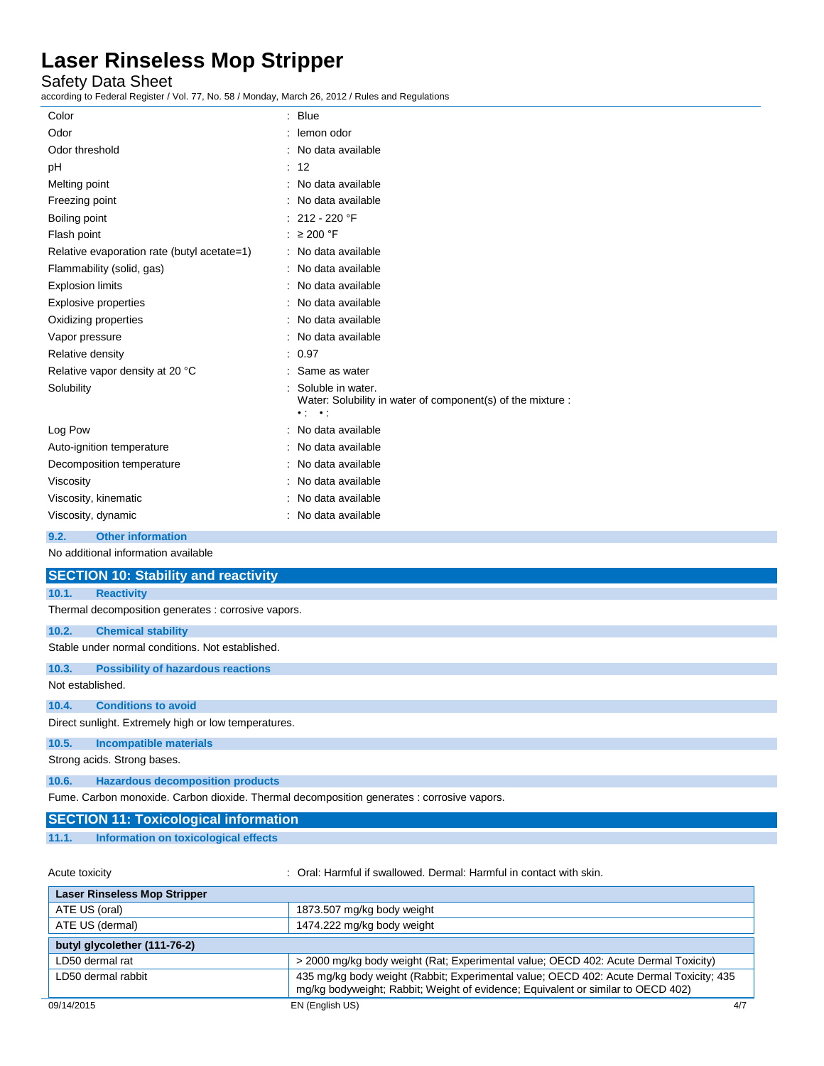| | |
|---|---|
| Color | : Blue |
| Odor | : lemon odor |
| Odor threshold | : No data available |
| pH | : 12 |
| Melting point | : No data available |
| Freezing point | : No data available |
| Boiling point | : 212 - 220 °F |
| Flash point | : ≥ 200 °F |
| Relative evaporation rate (butyl acetate=1) | : No data available |
| Flammability (solid, gas) | : No data available |
| Explosion limits | : No data available |
| Explosive properties | : No data available |
| Oxidizing properties | : No data available |
| Vapor pressure | : No data available |
| Relative density | : 0.97 |
| Relative vapor density at 20 °C | : Same as water |
| Solubility | : Soluble in water. Water: Solubility in water of component(s) of the mixture : • : • : |
| Log Pow | : No data available |
| Auto-ignition temperature | : No data available |
| Decomposition temperature | : No data available |
| Viscosity | : No data available |
| Viscosity, kinematic | : No data available |
| Viscosity, dynamic | : No data available |

### 9.2. Other information

No additional information available

## SECTION 10: Stability and reactivity

### 10.1. Reactivity

Thermal decomposition generates : corrosive vapors.

### 10.2. Chemical stability

Stable under normal conditions. Not established.

### 10.3. Possibility of hazardous reactions

Not established.

### 10.4. Conditions to avoid

Direct sunlight. Extremely high or low temperatures.

### 10.5. Incompatible materials

Strong acids. Strong bases.

### 10.6. Hazardous decomposition products

Fume. Carbon monoxide. Carbon dioxide. Thermal decomposition generates : corrosive vapors.

## SECTION 11: Toxicological information

### 11.1. Information on toxicological effects

Acute toxicity : Oral: Harmful if swallowed. Dermal: Harmful in contact with skin.

| **Laser Rinseless Mop Stripper** | |
|---|---|
| ATE US (oral) | 1873.507 mg/kg body weight |
| ATE US (dermal) | 1474.222 mg/kg body weight |
| **butyl glycolether (111-76-2)** | |
| LD50 dermal rat | > 2000 mg/kg body weight (Rat; Experimental value; OECD 402: Acute Dermal Toxicity) |
| LD50 dermal rabbit | 435 mg/kg body weight (Rabbit; Experimental value; OECD 402: Acute Dermal Toxicity; 435 mg/kg bodyweight; Rabbit; Weight of evidence; Equivalent or similar to OECD 402) |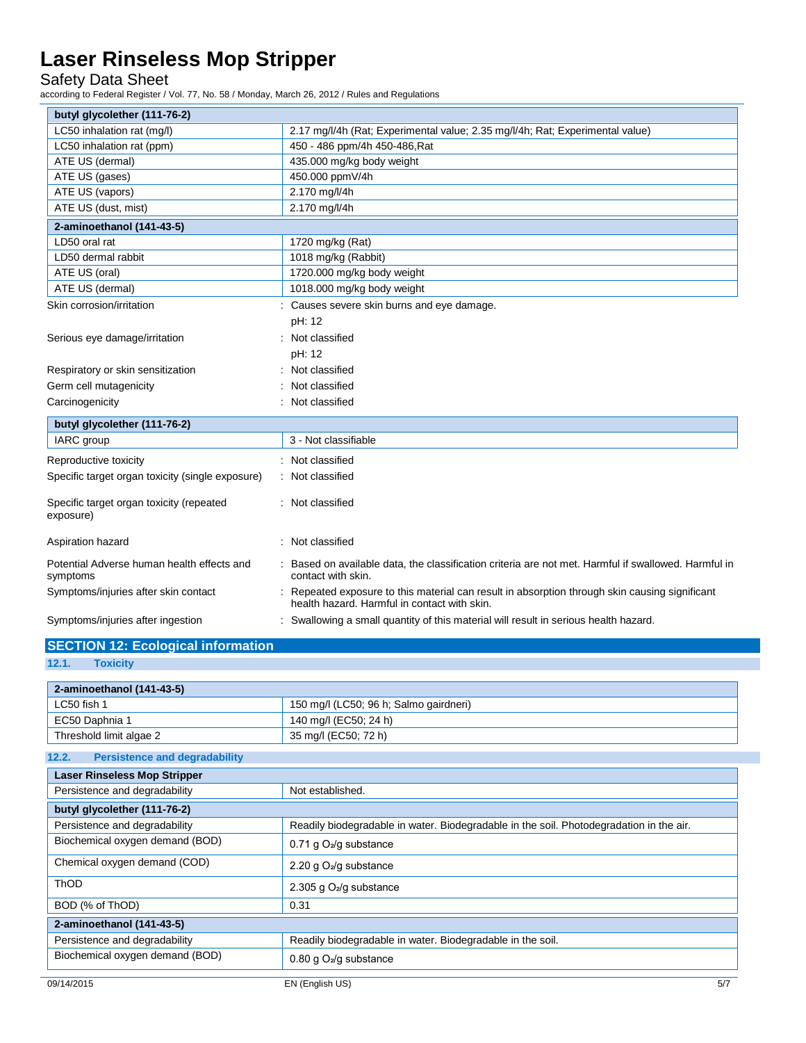| butyl glycolether (111-76-2) | |
|---|---|
| LC50 inhalation rat (mg/l) | 2.17 mg/l/4h (Rat; Experimental value; 2.35 mg/l/4h; Rat; Experimental value) |
| LC50 inhalation rat (ppm) | 450 - 486 ppm/4h 450-486,Rat |
| ATE US (dermal) | 435.000 mg/kg body weight |
| ATE US (gases) | 450.000 ppmV/4h |
| ATE US (vapors) | 2.170 mg/l/4h |
| ATE US (dust, mist) | 2.170 mg/l/4h |

| 2-aminoethanol (141-43-5) | |
|---|---|
| LD50 oral rat | 1720 mg/kg (Rat) |
| LD50 dermal rabbit | 1018 mg/kg (Rabbit) |
| ATE US (oral) | 1720.000 mg/kg body weight |
| ATE US (dermal) | 1018.000 mg/kg body weight |

Skin corrosion/irritation : Causes severe skin burns and eye damage.

pH: 12

Serious eye damage/irritation : Not classified

pH: 12

Respiratory or skin sensitization : Not classified

Germ cell mutagenicity : Not classified

Carcinogenicity : Not classified

| butyl glycolether (111-76-2) | |
|---|---|
| IARC group | 3 - Not classifiable |

Reproductive toxicity : Not classified

Specific target organ toxicity (single exposure) : Not classified

Specific target organ toxicity (repeated exposure) : Not classified

Aspiration hazard : Not classified

Potential Adverse human health effects and symptoms : Based on available data, the classification criteria are not met. Harmful if swallowed. Harmful in contact with skin.

Symptoms/injuries after skin contact : Repeated exposure to this material can result in absorption through skin causing significant health hazard. Harmful in contact with skin.

Symptoms/injuries after ingestion : Swallowing a small quantity of this material will result in serious health hazard.

## SECTION 12: Ecological information

### 12.1. Toxicity

| 2-aminoethanol (141-43-5) | |
|---|---|
| LC50 fish 1 | 150 mg/l (LC50; 96 h; Salmo gairdneri) |
| EC50 Daphnia 1 | 140 mg/l (EC50; 24 h) |
| Threshold limit algae 2 | 35 mg/l (EC50; 72 h) |

### 12.2. Persistence and degradability

| Laser Rinseless Mop Stripper | |
|---|---|
| Persistence and degradability | Not established. |
| **butyl glycolether (111-76-2)** | |
| Persistence and degradability | Readily biodegradable in water. Biodegradable in the soil. Photodegradation in the air. |
| Biochemical oxygen demand (BOD) | 0.71 g $O_2$/g substance |
| Chemical oxygen demand (COD) | 2.20 g $O_2$/g substance |
| ThOD | 2.305 g $O_2$/g substance |
| BOD (% of ThOD) | 0.31 |
| **2-aminoethanol (141-43-5)** | |
| Persistence and degradability | Readily biodegradable in water. Biodegradable in the soil. |
| Biochemical oxygen demand (BOD) | 0.80 g $O_2$/g substance |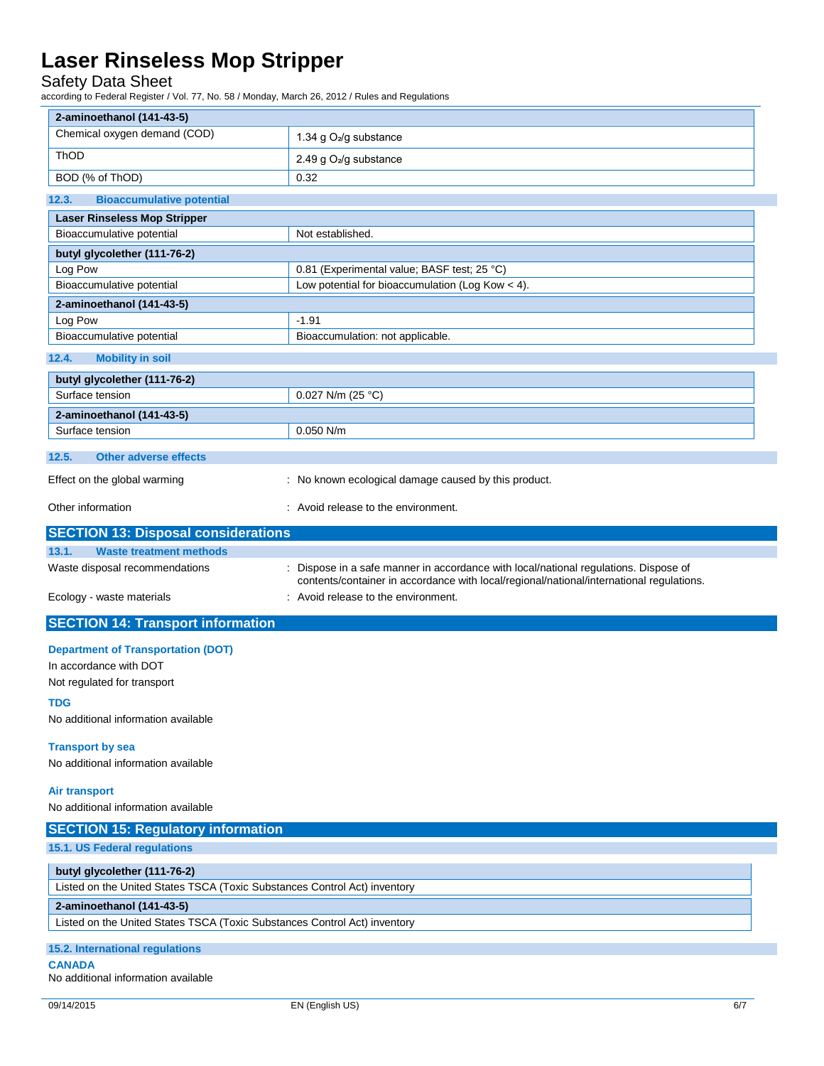| 2-aminoethanol (141-43-5) | |
|---|---|
| Chemical oxygen demand (COD) | 1.34 g $O_2$/g substance |
| ThOD | 2.49 g $O_2$/g substance |
| BOD (% of ThOD) | 0.32 |

### 12.3. Bioaccumulative potential

| Laser Rinseless Mop Stripper | |
|---|---|
| Bioaccumulative potential | Not established. |
| **butyl glycolether (111-76-2)** | |
| Log Pow | 0.81 (Experimental value; BASF test; 25 °C) |
| Bioaccumulative potential | Low potential for bioaccumulation (Log Kow < 4). |
| **2-aminoethanol (141-43-5)** | |
| Log Pow | -1.91 |
| Bioaccumulative potential | Bioaccumulation: not applicable. |

### 12.4. Mobility in soil

| butyl glycolether (111-76-2) | |
|---|---|
| Surface tension | 0.027 N/m (25 °C) |
| **2-aminoethanol (141-43-5)** | |
| Surface tension | 0.050 N/m |

### 12.5. Other adverse effects

Effect on the global warming : No known ecological damage caused by this product.

Other information : Avoid release to the environment.

## SECTION 13: Disposal considerations

### 13.1. Waste treatment methods

Waste disposal recommendations : Dispose in a safe manner in accordance with local/national regulations. Dispose of contents/container in accordance with local/regional/national/international regulations.

Ecology - waste materials : Avoid release to the environment.

## SECTION 14: Transport information

**Department of Transportation (DOT)**

In accordance with DOT

Not regulated for transport

**TDG**

No additional information available

**Transport by sea**

No additional information available

**Air transport**

No additional information available

## SECTION 15: Regulatory information

### 15.1. US Federal regulations

| butyl glycolether (111-76-2) |
|---|
| Listed on the United States TSCA (Toxic Substances Control Act) inventory |
| **2-aminoethanol (141-43-5)** |
| Listed on the United States TSCA (Toxic Substances Control Act) inventory |

### 15.2. International regulations

**CANADA**

No additional information available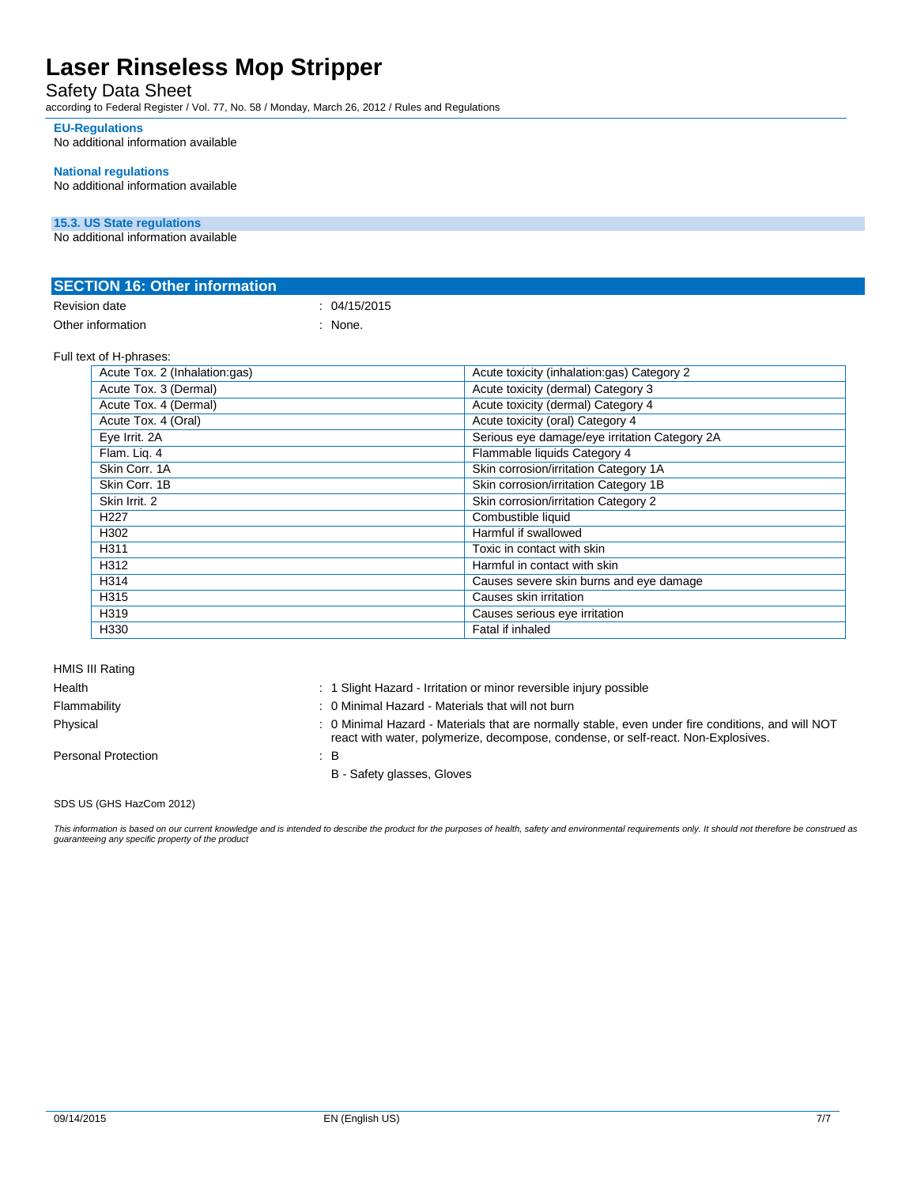#### EU-Regulations

No additional information available

#### National regulations

No additional information available

### 15.3. US State regulations

No additional information available

## SECTION 16: Other information

Revision date : 04/15/2015

Other information : None.

Full text of H-phrases:

| | |
|---|---|
| Acute Tox. 2 (Inhalation:gas) | Acute toxicity (inhalation:gas) Category 2 |
| Acute Tox. 3 (Dermal) | Acute toxicity (dermal) Category 3 |
| Acute Tox. 4 (Dermal) | Acute toxicity (dermal) Category 4 |
| Acute Tox. 4 (Oral) | Acute toxicity (oral) Category 4 |
| Eye Irrit. 2A | Serious eye damage/eye irritation Category 2A |
| Flam. Liq. 4 | Flammable liquids Category 4 |
| Skin Corr. 1A | Skin corrosion/irritation Category 1A |
| Skin Corr. 1B | Skin corrosion/irritation Category 1B |
| Skin Irrit. 2 | Skin corrosion/irritation Category 2 |
| H227 | Combustible liquid |
| H302 | Harmful if swallowed |
| H311 | Toxic in contact with skin |
| H312 | Harmful in contact with skin |
| H314 | Causes severe skin burns and eye damage |
| H315 | Causes skin irritation |
| H319 | Causes serious eye irritation |
| H330 | Fatal if inhaled |

HMIS III Rating

Health : 1 Slight Hazard - Irritation or minor reversible injury possible

Flammability : 0 Minimal Hazard - Materials that will not burn

Physical : 0 Minimal Hazard - Materials that are normally stable, even under fire conditions, and will NOT react with water, polymerize, decompose, condense, or self-react. Non-Explosives.

Personal Protection : B

B - Safety glasses, Gloves

SDS US (GHS HazCom 2012)

*This information is based on our current knowledge and is intended to describe the product for the purposes of health, safety and environmental requirements only. It should not therefore be construed as guaranteeing any specific property of the product*